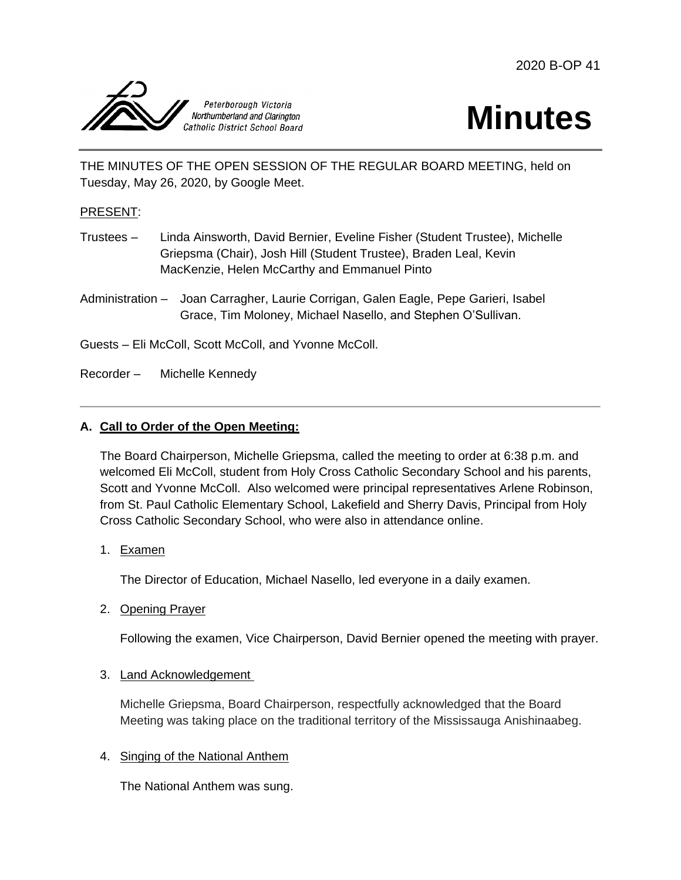2020 B-OP 41

Peterborough Victoria Northumberland and Clarington Catholic District School Board

# Minutes

THE MINUTES OF THE OPEN SESSION OF THE REGULAR BOARD MEETING, held on Tuesday, May 26, 2020, by Google Meet.

PRESENT:

Trustees – Linda Ainsworth, David Bernier, Eveline Fisher (Student Trustee), Michelle Griepsma (Chair), Josh Hill (Student Trustee), Braden Leal, Kevin MacKenzie, Helen McCarthy and Emmanuel Pinto

Administration – Joan Carragher, Laurie Corrigan, Galen Eagle, Pepe Garieri, Isabel Grace, Tim Moloney, Michael Nasello, and Stephen O'Sullivan.

Guests – Eli McColl, Scott McColl, and Yvonne McColl.

Recorder – Michelle Kennedy

---

**A. Call to Order of the Open Meeting:**

The Board Chairperson, Michelle Griepsma, called the meeting to order at 6:38 p.m. and welcomed Eli McColl, student from Holy Cross Catholic Secondary School and his parents, Scott and Yvonne McColl. Also welcomed were principal representatives Arlene Robinson, from St. Paul Catholic Elementary School, Lakefield and Sherry Davis, Principal from Holy Cross Catholic Secondary School, who were also in attendance online.

1. Examen

   The Director of Education, Michael Nasello, led everyone in a daily examen.

2. Opening Prayer

   Following the examen, Vice Chairperson, David Bernier opened the meeting with prayer.

3. Land Acknowledgement

   Michelle Griepsma, Board Chairperson, respectfully acknowledged that the Board Meeting was taking place on the traditional territory of the Mississauga Anishinaabeg.

4. Singing of the National Anthem

   The National Anthem was sung.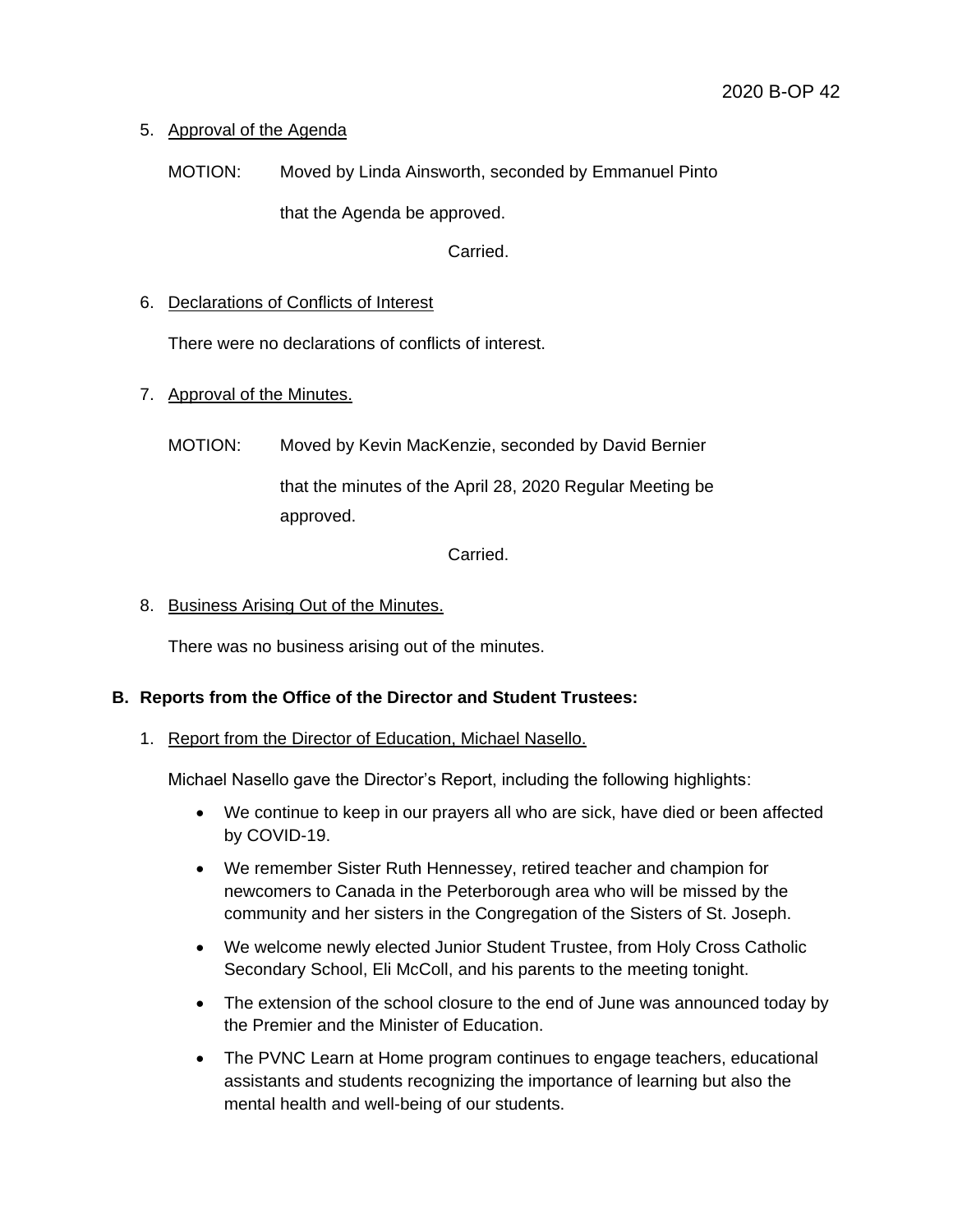5. Approval of the Agenda

   MOTION: Moved by Linda Ainsworth, seconded by Emmanuel Pinto

   that the Agenda be approved.

   Carried.

6. Declarations of Conflicts of Interest

   There were no declarations of conflicts of interest.

7. Approval of the Minutes.

   MOTION: Moved by Kevin MacKenzie, seconded by David Bernier

   that the minutes of the April 28, 2020 Regular Meeting be approved.

   Carried.

8. Business Arising Out of the Minutes.

   There was no business arising out of the minutes.

**B. Reports from the Office of the Director and Student Trustees:**

1. Report from the Director of Education, Michael Nasello.

   Michael Nasello gave the Director's Report, including the following highlights:

   - We continue to keep in our prayers all who are sick, have died or been affected by COVID-19.
   - We remember Sister Ruth Hennessey, retired teacher and champion for newcomers to Canada in the Peterborough area who will be missed by the community and her sisters in the Congregation of the Sisters of St. Joseph.
   - We welcome newly elected Junior Student Trustee, from Holy Cross Catholic Secondary School, Eli McColl, and his parents to the meeting tonight.
   - The extension of the school closure to the end of June was announced today by the Premier and the Minister of Education.
   - The PVNC Learn at Home program continues to engage teachers, educational assistants and students recognizing the importance of learning but also the mental health and well-being of our students.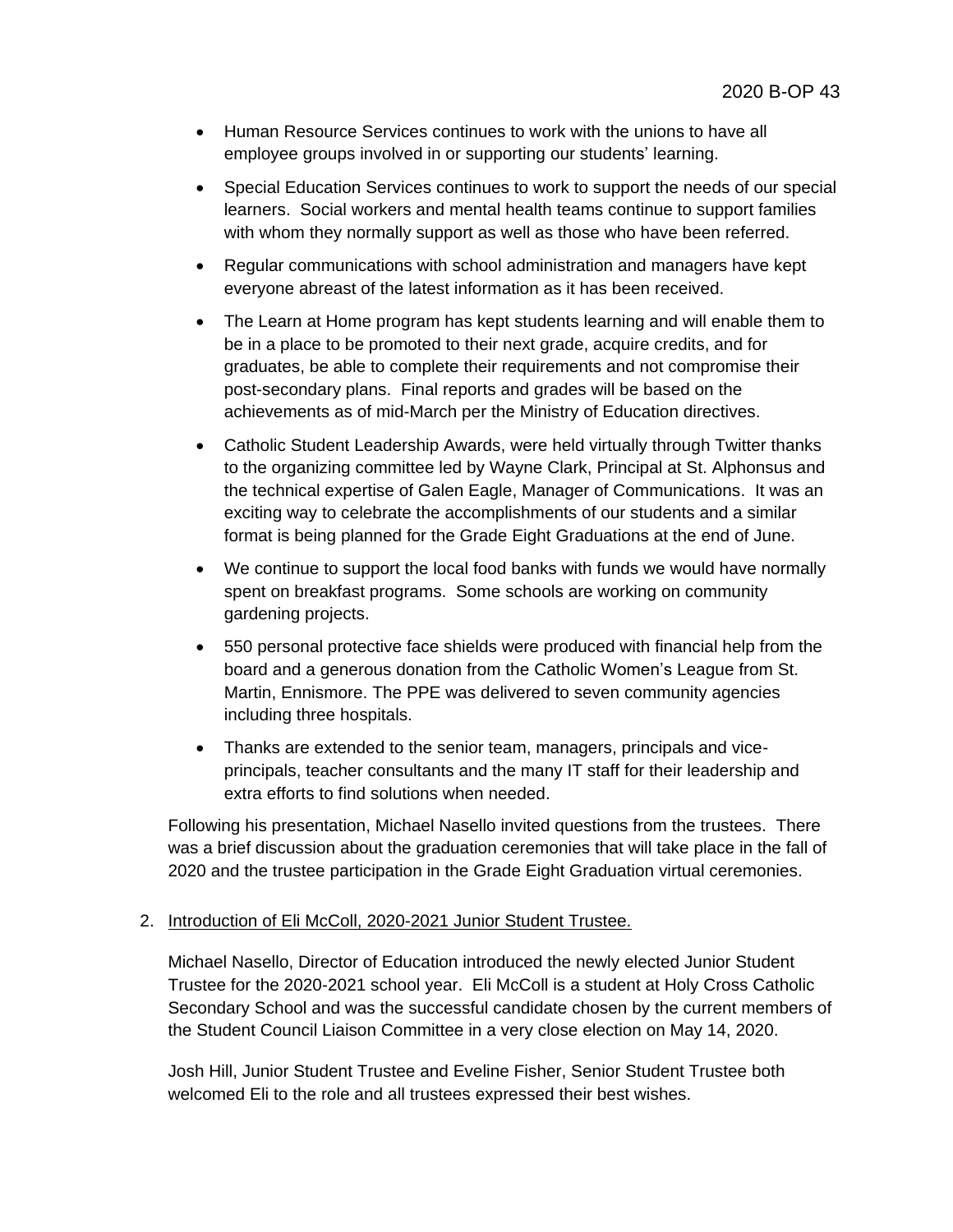- Human Resource Services continues to work with the unions to have all employee groups involved in or supporting our students' learning.
- Special Education Services continues to work to support the needs of our special learners. Social workers and mental health teams continue to support families with whom they normally support as well as those who have been referred.
- Regular communications with school administration and managers have kept everyone abreast of the latest information as it has been received.
- The Learn at Home program has kept students learning and will enable them to be in a place to be promoted to their next grade, acquire credits, and for graduates, be able to complete their requirements and not compromise their post-secondary plans. Final reports and grades will be based on the achievements as of mid-March per the Ministry of Education directives.
- Catholic Student Leadership Awards, were held virtually through Twitter thanks to the organizing committee led by Wayne Clark, Principal at St. Alphonsus and the technical expertise of Galen Eagle, Manager of Communications. It was an exciting way to celebrate the accomplishments of our students and a similar format is being planned for the Grade Eight Graduations at the end of June.
- We continue to support the local food banks with funds we would have normally spent on breakfast programs. Some schools are working on community gardening projects.
- 550 personal protective face shields were produced with financial help from the board and a generous donation from the Catholic Women's League from St. Martin, Ennismore. The PPE was delivered to seven community agencies including three hospitals.
- Thanks are extended to the senior team, managers, principals and vice-principals, teacher consultants and the many IT staff for their leadership and extra efforts to find solutions when needed.

Following his presentation, Michael Nasello invited questions from the trustees. There was a brief discussion about the graduation ceremonies that will take place in the fall of 2020 and the trustee participation in the Grade Eight Graduation virtual ceremonies.

2. <u>Introduction of Eli McColl, 2020-2021 Junior Student Trustee.</u>

   Michael Nasello, Director of Education introduced the newly elected Junior Student Trustee for the 2020-2021 school year. Eli McColl is a student at Holy Cross Catholic Secondary School and was the successful candidate chosen by the current members of the Student Council Liaison Committee in a very close election on May 14, 2020.

   Josh Hill, Junior Student Trustee and Eveline Fisher, Senior Student Trustee both welcomed Eli to the role and all trustees expressed their best wishes.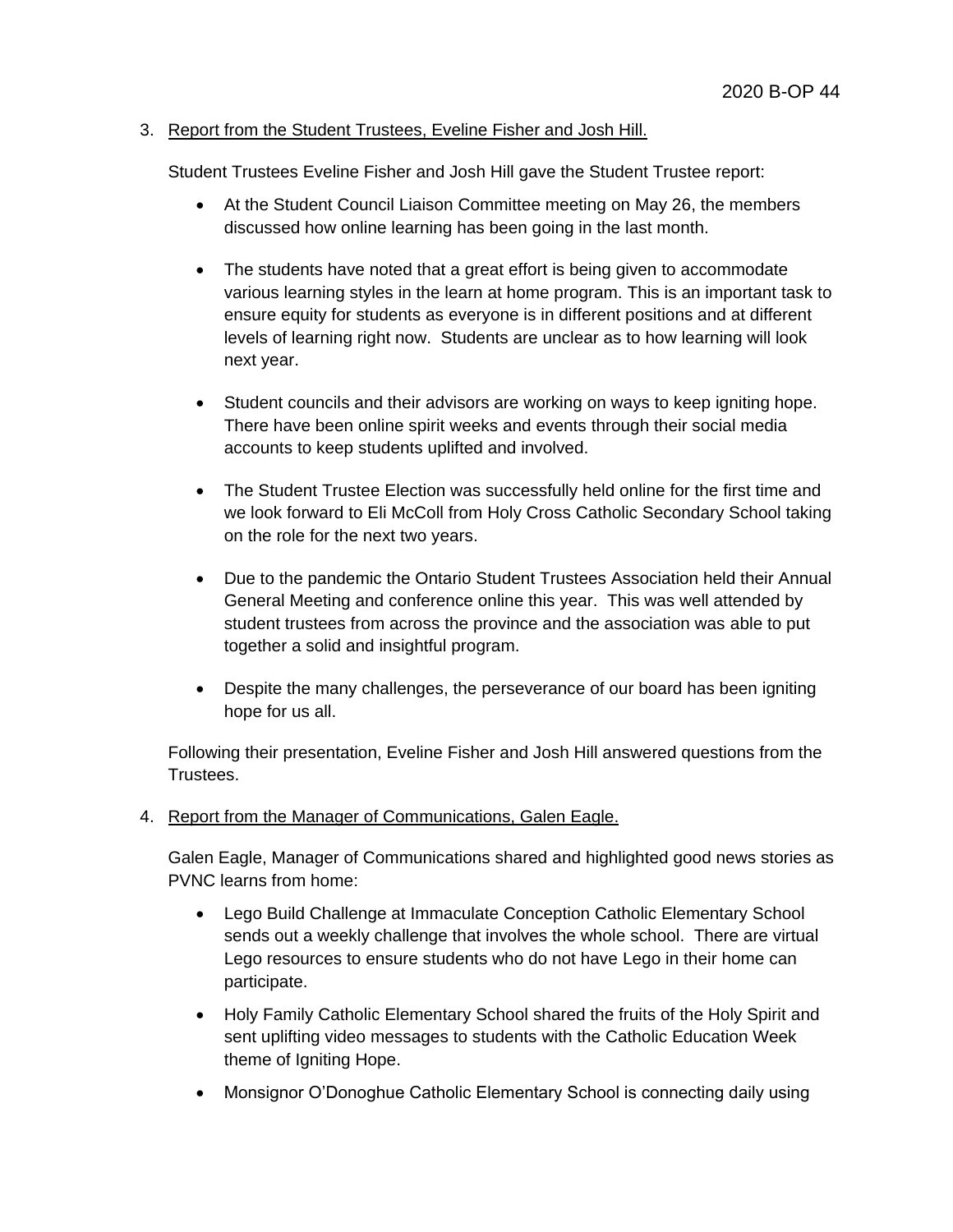3. Report from the Student Trustees, Eveline Fisher and Josh Hill.

   Student Trustees Eveline Fisher and Josh Hill gave the Student Trustee report:

   - At the Student Council Liaison Committee meeting on May 26, the members discussed how online learning has been going in the last month.

   - The students have noted that a great effort is being given to accommodate various learning styles in the learn at home program. This is an important task to ensure equity for students as everyone is in different positions and at different levels of learning right now. Students are unclear as to how learning will look next year.

   - Student councils and their advisors are working on ways to keep igniting hope. There have been online spirit weeks and events through their social media accounts to keep students uplifted and involved.

   - The Student Trustee Election was successfully held online for the first time and we look forward to Eli McColl from Holy Cross Catholic Secondary School taking on the role for the next two years.

   - Due to the pandemic the Ontario Student Trustees Association held their Annual General Meeting and conference online this year. This was well attended by student trustees from across the province and the association was able to put together a solid and insightful program.

   - Despite the many challenges, the perseverance of our board has been igniting hope for us all.

   Following their presentation, Eveline Fisher and Josh Hill answered questions from the Trustees.

4. Report from the Manager of Communications, Galen Eagle.

   Galen Eagle, Manager of Communications shared and highlighted good news stories as PVNC learns from home:

   - Lego Build Challenge at Immaculate Conception Catholic Elementary School sends out a weekly challenge that involves the whole school. There are virtual Lego resources to ensure students who do not have Lego in their home can participate.
   - Holy Family Catholic Elementary School shared the fruits of the Holy Spirit and sent uplifting video messages to students with the Catholic Education Week theme of Igniting Hope.
   - Monsignor O'Donoghue Catholic Elementary School is connecting daily using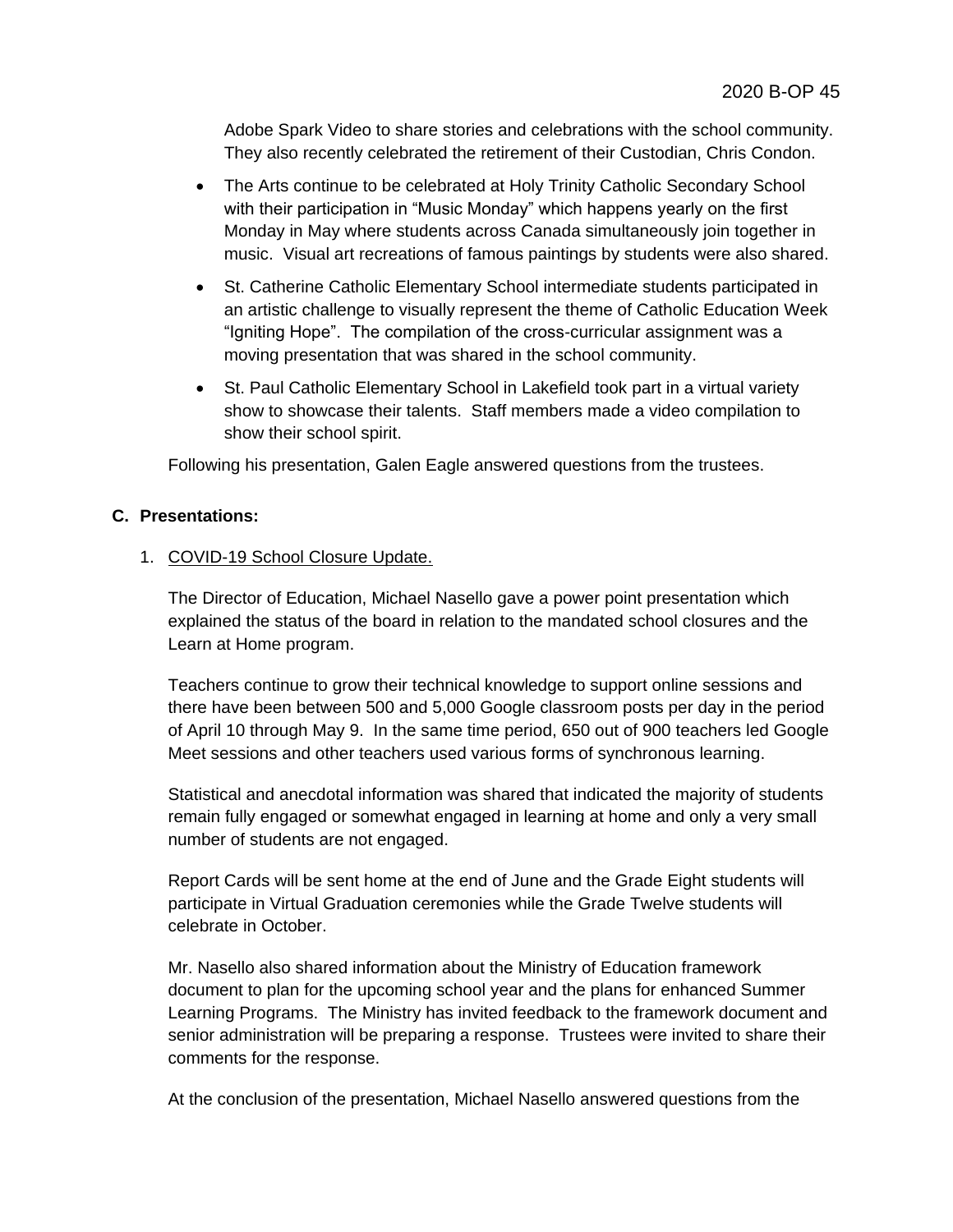Adobe Spark Video to share stories and celebrations with the school community. They also recently celebrated the retirement of their Custodian, Chris Condon.

- The Arts continue to be celebrated at Holy Trinity Catholic Secondary School with their participation in "Music Monday" which happens yearly on the first Monday in May where students across Canada simultaneously join together in music. Visual art recreations of famous paintings by students were also shared.
- St. Catherine Catholic Elementary School intermediate students participated in an artistic challenge to visually represent the theme of Catholic Education Week "Igniting Hope". The compilation of the cross-curricular assignment was a moving presentation that was shared in the school community.
- St. Paul Catholic Elementary School in Lakefield took part in a virtual variety show to showcase their talents. Staff members made a video compilation to show their school spirit.

Following his presentation, Galen Eagle answered questions from the trustees.

**C. Presentations:**

1. COVID-19 School Closure Update.

The Director of Education, Michael Nasello gave a power point presentation which explained the status of the board in relation to the mandated school closures and the Learn at Home program.

Teachers continue to grow their technical knowledge to support online sessions and there have been between 500 and 5,000 Google classroom posts per day in the period of April 10 through May 9. In the same time period, 650 out of 900 teachers led Google Meet sessions and other teachers used various forms of synchronous learning.

Statistical and anecdotal information was shared that indicated the majority of students remain fully engaged or somewhat engaged in learning at home and only a very small number of students are not engaged.

Report Cards will be sent home at the end of June and the Grade Eight students will participate in Virtual Graduation ceremonies while the Grade Twelve students will celebrate in October.

Mr. Nasello also shared information about the Ministry of Education framework document to plan for the upcoming school year and the plans for enhanced Summer Learning Programs. The Ministry has invited feedback to the framework document and senior administration will be preparing a response. Trustees were invited to share their comments for the response.

At the conclusion of the presentation, Michael Nasello answered questions from the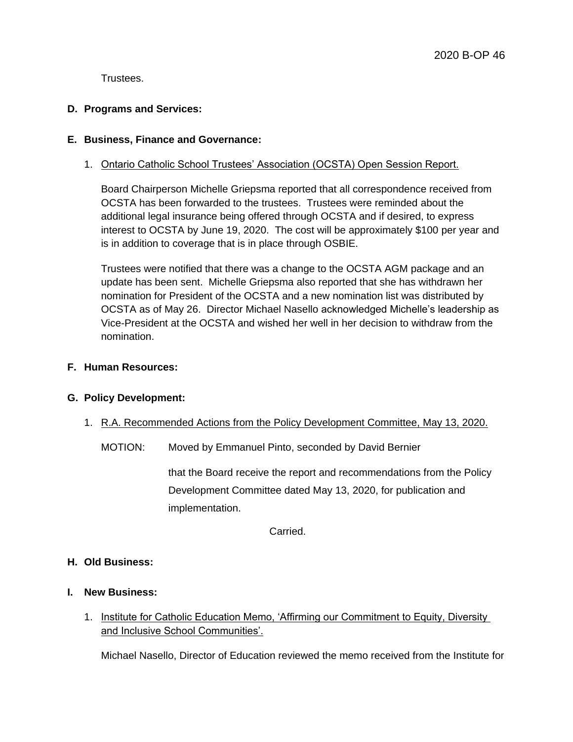Trustees.

**D. Programs and Services:**

**E. Business, Finance and Governance:**

1. Ontario Catholic School Trustees' Association (OCSTA) Open Session Report.

   Board Chairperson Michelle Griepsma reported that all correspondence received from OCSTA has been forwarded to the trustees. Trustees were reminded about the additional legal insurance being offered through OCSTA and if desired, to express interest to OCSTA by June 19, 2020. The cost will be approximately $100 per year and is in addition to coverage that is in place through OSBIE.

   Trustees were notified that there was a change to the OCSTA AGM package and an update has been sent. Michelle Griepsma also reported that she has withdrawn her nomination for President of the OCSTA and a new nomination list was distributed by OCSTA as of May 26. Director Michael Nasello acknowledged Michelle's leadership as Vice-President at the OCSTA and wished her well in her decision to withdraw from the nomination.

**F. Human Resources:**

**G. Policy Development:**

1. R.A. Recommended Actions from the Policy Development Committee, May 13, 2020.

   MOTION: Moved by Emmanuel Pinto, seconded by David Bernier

   that the Board receive the report and recommendations from the Policy Development Committee dated May 13, 2020, for publication and implementation.

   Carried.

**H. Old Business:**

**I. New Business:**

1. Institute for Catholic Education Memo, 'Affirming our Commitment to Equity, Diversity and Inclusive School Communities'.

   Michael Nasello, Director of Education reviewed the memo received from the Institute for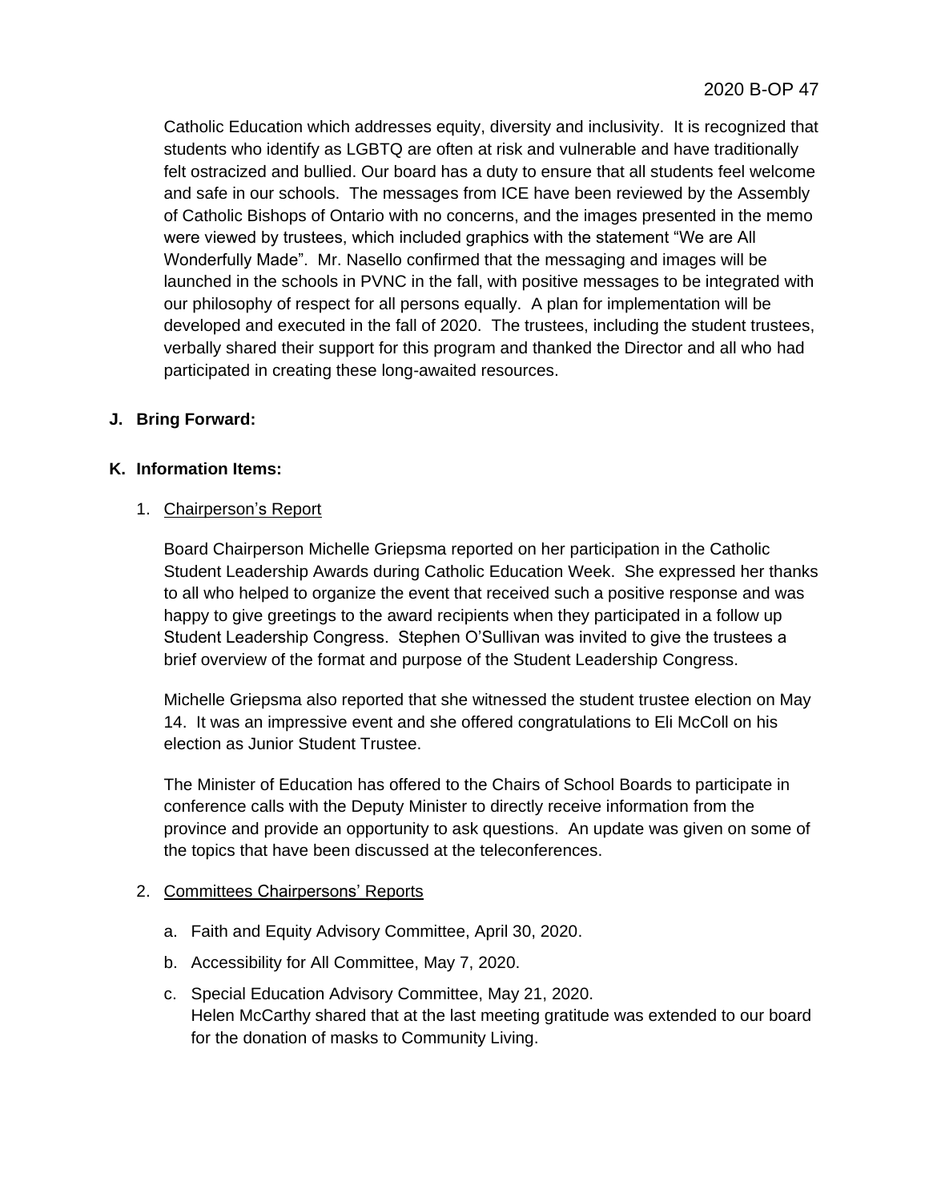Catholic Education which addresses equity, diversity and inclusivity. It is recognized that students who identify as LGBTQ are often at risk and vulnerable and have traditionally felt ostracized and bullied. Our board has a duty to ensure that all students feel welcome and safe in our schools. The messages from ICE have been reviewed by the Assembly of Catholic Bishops of Ontario with no concerns, and the images presented in the memo were viewed by trustees, which included graphics with the statement "We are All Wonderfully Made". Mr. Nasello confirmed that the messaging and images will be launched in the schools in PVNC in the fall, with positive messages to be integrated with our philosophy of respect for all persons equally. A plan for implementation will be developed and executed in the fall of 2020. The trustees, including the student trustees, verbally shared their support for this program and thanked the Director and all who had participated in creating these long-awaited resources.

**J. Bring Forward:**

**K. Information Items:**

1. Chairperson's Report

   Board Chairperson Michelle Griepsma reported on her participation in the Catholic Student Leadership Awards during Catholic Education Week. She expressed her thanks to all who helped to organize the event that received such a positive response and was happy to give greetings to the award recipients when they participated in a follow up Student Leadership Congress. Stephen O'Sullivan was invited to give the trustees a brief overview of the format and purpose of the Student Leadership Congress.

   Michelle Griepsma also reported that she witnessed the student trustee election on May 14. It was an impressive event and she offered congratulations to Eli McColl on his election as Junior Student Trustee.

   The Minister of Education has offered to the Chairs of School Boards to participate in conference calls with the Deputy Minister to directly receive information from the province and provide an opportunity to ask questions. An update was given on some of the topics that have been discussed at the teleconferences.

2. Committees Chairpersons' Reports

   a. Faith and Equity Advisory Committee, April 30, 2020.
   b. Accessibility for All Committee, May 7, 2020.
   c. Special Education Advisory Committee, May 21, 2020.
      Helen McCarthy shared that at the last meeting gratitude was extended to our board for the donation of masks to Community Living.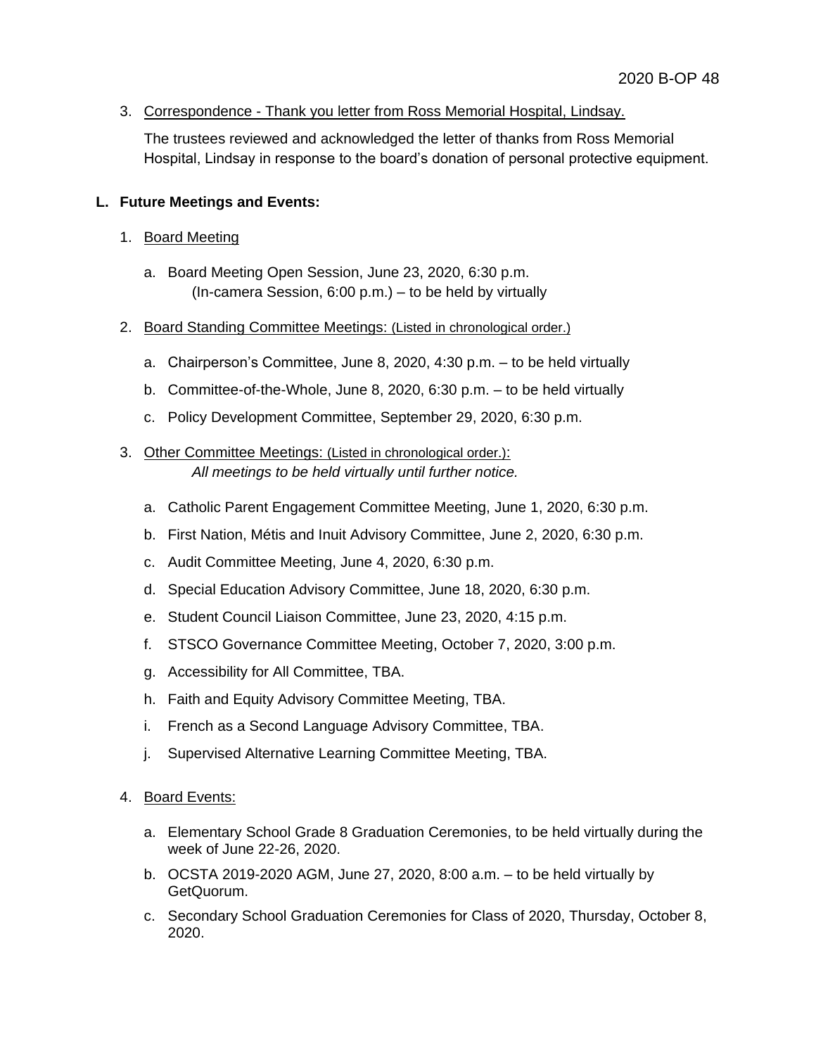3. Correspondence - Thank you letter from Ross Memorial Hospital, Lindsay.

   The trustees reviewed and acknowledged the letter of thanks from Ross Memorial Hospital, Lindsay in response to the board's donation of personal protective equipment.

**L. Future Meetings and Events:**

1. Board Meeting

   a. Board Meeting Open Session, June 23, 2020, 6:30 p.m.
      (In-camera Session, 6:00 p.m.) – to be held by virtually

2. Board Standing Committee Meetings: (Listed in chronological order.)

   a. Chairperson's Committee, June 8, 2020, 4:30 p.m. – to be held virtually

   b. Committee-of-the-Whole, June 8, 2020, 6:30 p.m. – to be held virtually

   c. Policy Development Committee, September 29, 2020, 6:30 p.m.

3. Other Committee Meetings: (Listed in chronological order.):
   *All meetings to be held virtually until further notice.*

   a. Catholic Parent Engagement Committee Meeting, June 1, 2020, 6:30 p.m.

   b. First Nation, Métis and Inuit Advisory Committee, June 2, 2020, 6:30 p.m.

   c. Audit Committee Meeting, June 4, 2020, 6:30 p.m.

   d. Special Education Advisory Committee, June 18, 2020, 6:30 p.m.

   e. Student Council Liaison Committee, June 23, 2020, 4:15 p.m.

   f. STSCO Governance Committee Meeting, October 7, 2020, 3:00 p.m.

   g. Accessibility for All Committee, TBA.

   h. Faith and Equity Advisory Committee Meeting, TBA.

   i. French as a Second Language Advisory Committee, TBA.

   j. Supervised Alternative Learning Committee Meeting, TBA.

4. Board Events:

   a. Elementary School Grade 8 Graduation Ceremonies, to be held virtually during the week of June 22-26, 2020.

   b. OCSTA 2019-2020 AGM, June 27, 2020, 8:00 a.m. – to be held virtually by GetQuorum.

   c. Secondary School Graduation Ceremonies for Class of 2020, Thursday, October 8, 2020.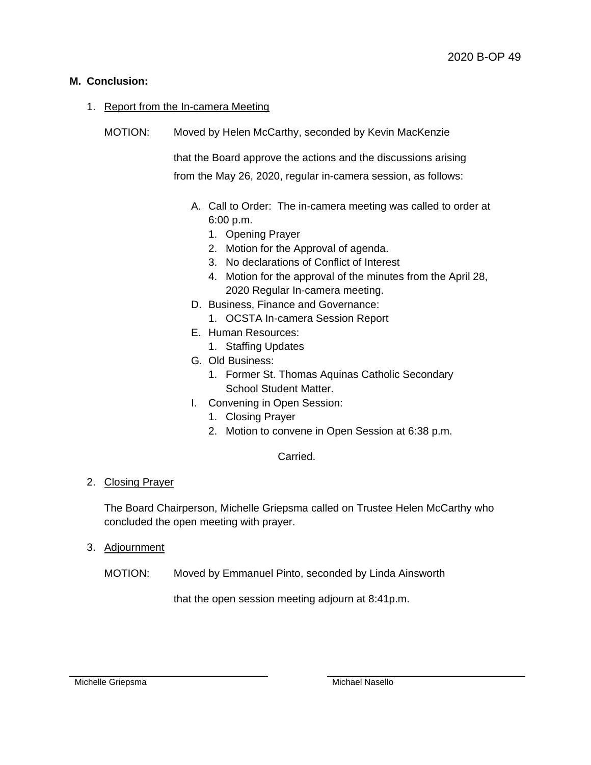## M. Conclusion:

1. Report from the In-camera Meeting

   MOTION: Moved by Helen McCarthy, seconded by Kevin MacKenzie

   that the Board approve the actions and the discussions arising from the May 26, 2020, regular in-camera session, as follows:

   A. Call to Order: The in-camera meeting was called to order at 6:00 p.m.
      1. Opening Prayer
      2. Motion for the Approval of agenda.
      3. No declarations of Conflict of Interest
      4. Motion for the approval of the minutes from the April 28, 2020 Regular In-camera meeting.

   D. Business, Finance and Governance:
      1. OCSTA In-camera Session Report

   E. Human Resources:
      1. Staffing Updates

   G. Old Business:
      1. Former St. Thomas Aquinas Catholic Secondary School Student Matter.

   I. Convening in Open Session:
      1. Closing Prayer
      2. Motion to convene in Open Session at 6:38 p.m.

   Carried.

2. Closing Prayer

   The Board Chairperson, Michelle Griepsma called on Trustee Helen McCarthy who concluded the open meeting with prayer.

3. Adjournment

   MOTION: Moved by Emmanuel Pinto, seconded by Linda Ainsworth

   that the open session meeting adjourn at 8:41p.m.

Michelle Griepsma

Michael Nasello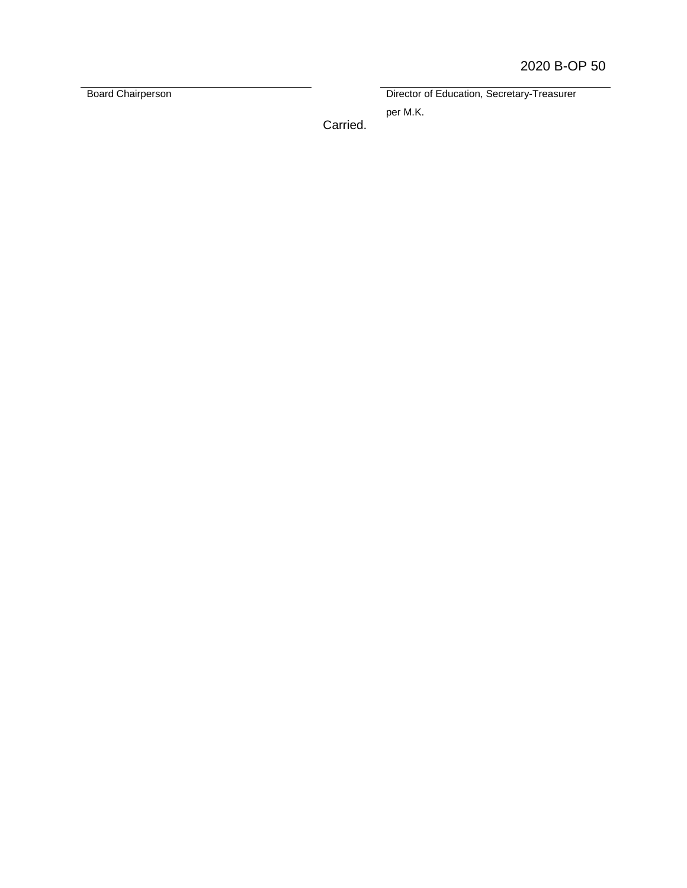2020 B-OP 50

| | |
|---|---|
| Board Chairperson | Director of Education, Secretary-Treasurer |
| | per M.K. |

Carried.